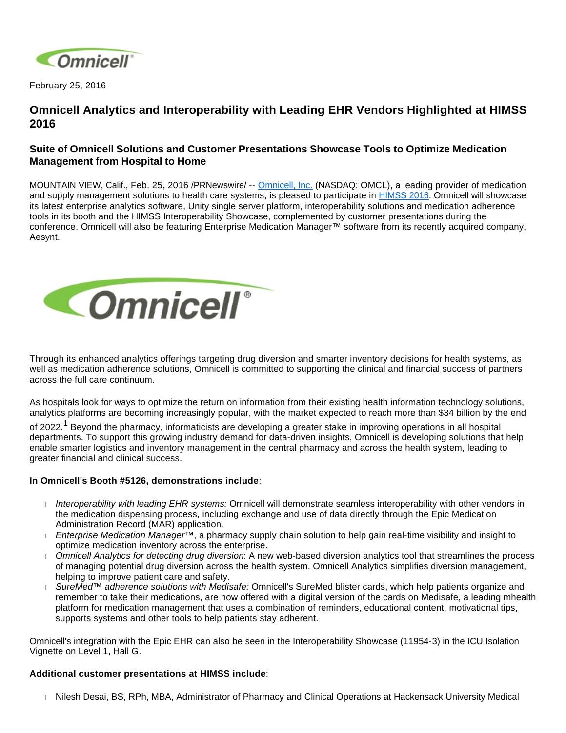February 25, 2016

# Omnicell Analytics and Interoperability with Leading EHR Vendors Highlighted at HIMSS 2016

## Suite of Omnicell Solutions and Customer Presentations Showcase Tools to Optimize Medication Management from Hospital to Home

MOUNTAIN VIEW, Calif., Feb. 25, 2016 /PRNewswire/ -- Omnicell, Inc. (NASDAQ: OMCL), a leading provider of medication and supply management solutions to health care systems, is pleased to participate in HIMSS 2016. Omnicell will showcase its latest enterprise analytics software, Unity single server platform, interoperability solutions and medication adherence tools in its booth and the HIMSS Interoperability Showcase, complemented by customer presentations during the conference. Omnicell will also be featuring Enterprise Medication Manager™ software from its recently acquired company, Aesynt.

Through its enhanced analytics offerings targeting drug diversion and smarter inventory decisions for health systems, as well as medication adherence solutions, Omnicell is committed to supporting the clinical and financial success of partners across the full care continuum.

As hospitals look for ways to optimize the return on information from their existing health information technology solutions, analytics platforms are becoming increasingly popular, with the market expected to reach more than $34 billion by the end of 2022.[1] Beyond the pharmacy, informaticists are developing a greater stake in improving operations in all hospital departments. To support this growing industry demand for data-driven insights, Omnicell is developing solutions that help enable smarter logistics and inventory management in the central pharmacy and across the health system, leading to greater financial and clinical success.

**In Omnicell's Booth #5126, demonstrations include**:

- *Interoperability with leading EHR systems:* Omnicell will demonstrate seamless interoperability with other vendors in the medication dispensing process, including exchange and use of data directly through the Epic Medication Administration Record (MAR) application.
- *Enterprise Medication Manager™*, a pharmacy supply chain solution to help gain real-time visibility and insight to optimize medication inventory across the enterprise.
- *Omnicell Analytics for detecting drug diversion*: A new web-based diversion analytics tool that streamlines the process of managing potential drug diversion across the health system. Omnicell Analytics simplifies diversion management, helping to improve patient care and safety.
- *SureMed™ adherence solutions with Medisafe:* Omnicell's SureMed blister cards, which help patients organize and remember to take their medications, are now offered with a digital version of the cards on Medisafe, a leading mhealth platform for medication management that uses a combination of reminders, educational content, motivational tips, supports systems and other tools to help patients stay adherent.

Omnicell's integration with the Epic EHR can also be seen in the Interoperability Showcase (11954-3) in the ICU Isolation Vignette on Level 1, Hall G.

**Additional customer presentations at HIMSS include**:

- Nilesh Desai, BS, RPh, MBA, Administrator of Pharmacy and Clinical Operations at Hackensack University Medical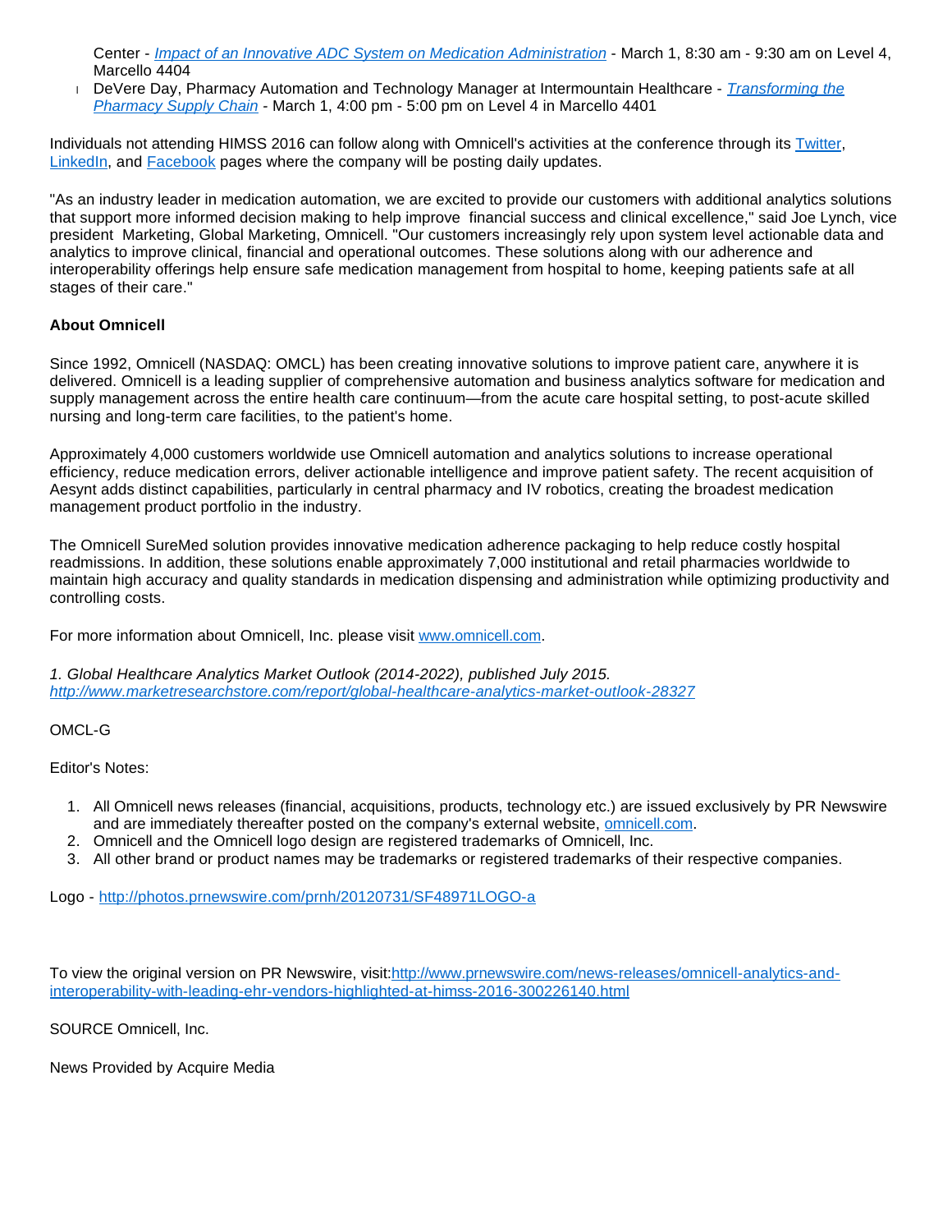Center - *Impact of an Innovative ADC System on Medication Administration* - March 1, 8:30 am - 9:30 am on Level 4, Marcello 4404

- DeVere Day, Pharmacy Automation and Technology Manager at Intermountain Healthcare - *Transforming the Pharmacy Supply Chain* - March 1, 4:00 pm - 5:00 pm on Level 4 in Marcello 4401

Individuals not attending HIMSS 2016 can follow along with Omnicell's activities at the conference through its Twitter, LinkedIn, and Facebook pages where the company will be posting daily updates.

"As an industry leader in medication automation, we are excited to provide our customers with additional analytics solutions that support more informed decision making to help improve financial success and clinical excellence," said Joe Lynch, vice president Marketing, Global Marketing, Omnicell. "Our customers increasingly rely upon system level actionable data and analytics to improve clinical, financial and operational outcomes. These solutions along with our adherence and interoperability offerings help ensure safe medication management from hospital to home, keeping patients safe at all stages of their care."

**About Omnicell**

Since 1992, Omnicell (NASDAQ: OMCL) has been creating innovative solutions to improve patient care, anywhere it is delivered. Omnicell is a leading supplier of comprehensive automation and business analytics software for medication and supply management across the entire health care continuum—from the acute care hospital setting, to post-acute skilled nursing and long-term care facilities, to the patient's home.

Approximately 4,000 customers worldwide use Omnicell automation and analytics solutions to increase operational efficiency, reduce medication errors, deliver actionable intelligence and improve patient safety. The recent acquisition of Aesynt adds distinct capabilities, particularly in central pharmacy and IV robotics, creating the broadest medication management product portfolio in the industry.

The Omnicell SureMed solution provides innovative medication adherence packaging to help reduce costly hospital readmissions. In addition, these solutions enable approximately 7,000 institutional and retail pharmacies worldwide to maintain high accuracy and quality standards in medication dispensing and administration while optimizing productivity and controlling costs.

For more information about Omnicell, Inc. please visit www.omnicell.com.

*1. Global Healthcare Analytics Market Outlook (2014-2022), published July 2015. http://www.marketresearchstore.com/report/global-healthcare-analytics-market-outlook-28327*

OMCL-G

Editor's Notes:

1. All Omnicell news releases (financial, acquisitions, products, technology etc.) are issued exclusively by PR Newswire and are immediately thereafter posted on the company's external website, omnicell.com.
2. Omnicell and the Omnicell logo design are registered trademarks of Omnicell, Inc.
3. All other brand or product names may be trademarks or registered trademarks of their respective companies.

Logo - http://photos.prnewswire.com/prnh/20120731/SF48971LOGO-a

To view the original version on PR Newswire, visit:http://www.prnewswire.com/news-releases/omnicell-analytics-and-interoperability-with-leading-ehr-vendors-highlighted-at-himss-2016-300226140.html

SOURCE Omnicell, Inc.

News Provided by Acquire Media